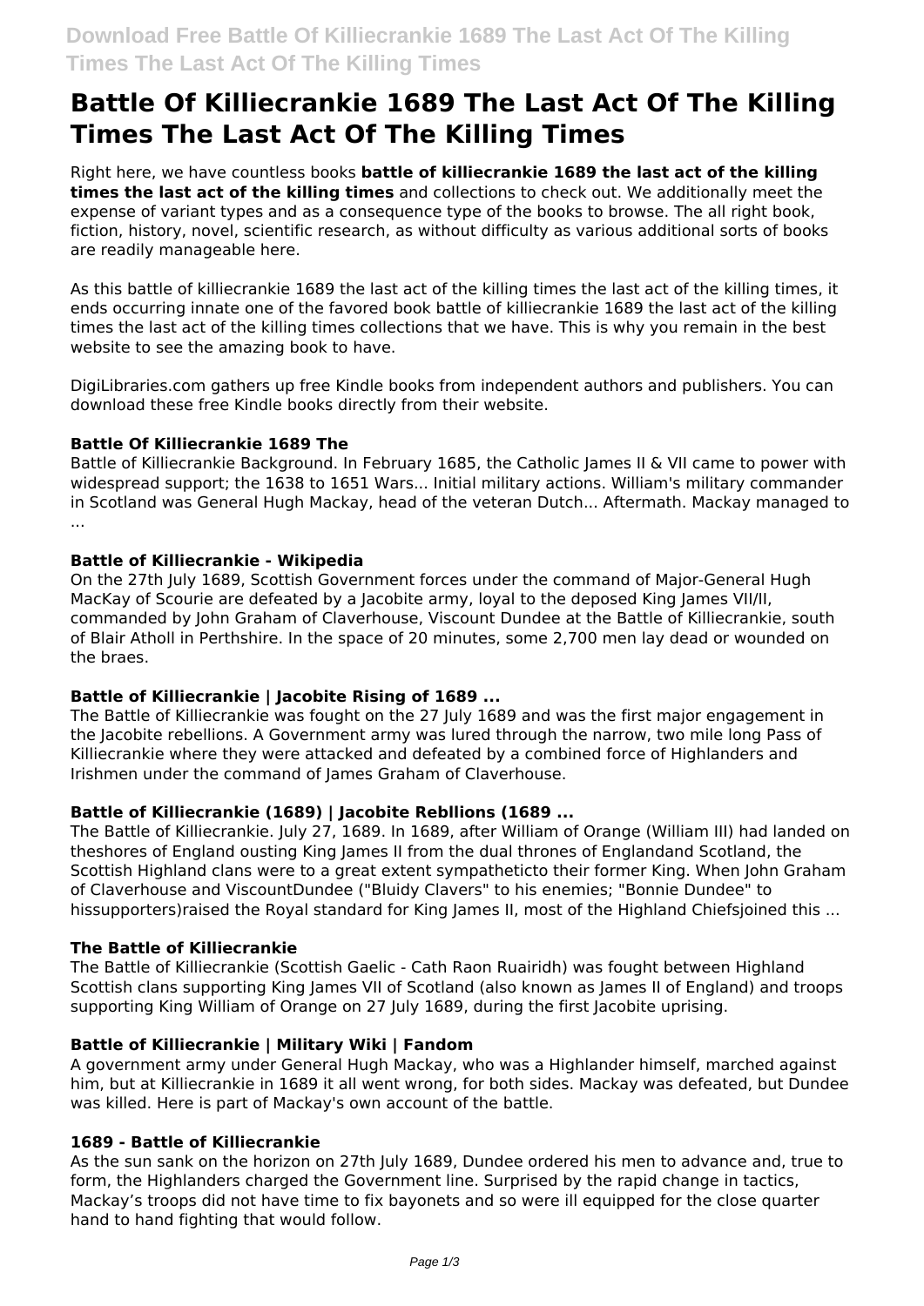# Battle Of Killiecrankie 1689 The Last Act Of The Killing Times The Last Act Of The Killing Times

Right here, we have countless books **battle of killiecrankie 1689 the last act of the killing times the last act of the killing times** and collections to check out. We additionally meet the expense of variant types and as a consequence type of the books to browse. The all right book, fiction, history, novel, scientific research, as without difficulty as various additional sorts of books are readily manageable here.

As this battle of killiecrankie 1689 the last act of the killing times the last act of the killing times, it ends occurring innate one of the favored book battle of killiecrankie 1689 the last act of the killing times the last act of the killing times collections that we have. This is why you remain in the best website to see the amazing book to have.

DigiLibraries.com gathers up free Kindle books from independent authors and publishers. You can download these free Kindle books directly from their website.

### Battle Of Killiecrankie 1689 The

Battle of Killiecrankie Background. In February 1685, the Catholic James II & VII came to power with widespread support; the 1638 to 1651 Wars... Initial military actions. William's military commander in Scotland was General Hugh Mackay, head of the veteran Dutch... Aftermath. Mackay managed to ...

### Battle of Killiecrankie - Wikipedia

On the 27th July 1689, Scottish Government forces under the command of Major-General Hugh MacKay of Scourie are defeated by a Jacobite army, loyal to the deposed King James VII/II, commanded by John Graham of Claverhouse, Viscount Dundee at the Battle of Killiecrankie, south of Blair Atholl in Perthshire. In the space of 20 minutes, some 2,700 men lay dead or wounded on the braes.

### Battle of Killiecrankie | Jacobite Rising of 1689 ...

The Battle of Killiecrankie was fought on the 27 July 1689 and was the first major engagement in the Jacobite rebellions. A Government army was lured through the narrow, two mile long Pass of Killiecrankie where they were attacked and defeated by a combined force of Highlanders and Irishmen under the command of James Graham of Claverhouse.

### Battle of Killiecrankie (1689) | Jacobite Rebllions (1689 ...

The Battle of Killiecrankie. July 27, 1689. In 1689, after William of Orange (William III) had landed on theshores of England ousting King James II from the dual thrones of Englandand Scotland, the Scottish Highland clans were to a great extent sympatheticto their former King. When John Graham of Claverhouse and ViscountDundee ("Bluidy Clavers" to his enemies; "Bonnie Dundee" to hissupporters)raised the Royal standard for King James II, most of the Highland Chiefsjoined this ...

### The Battle of Killiecrankie

The Battle of Killiecrankie (Scottish Gaelic - Cath Raon Ruairidh) was fought between Highland Scottish clans supporting King James VII of Scotland (also known as James II of England) and troops supporting King William of Orange on 27 July 1689, during the first Jacobite uprising.

### Battle of Killiecrankie | Military Wiki | Fandom

A government army under General Hugh Mackay, who was a Highlander himself, marched against him, but at Killiecrankie in 1689 it all went wrong, for both sides. Mackay was defeated, but Dundee was killed. Here is part of Mackay's own account of the battle.

### 1689 - Battle of Killiecrankie

As the sun sank on the horizon on 27th July 1689, Dundee ordered his men to advance and, true to form, the Highlanders charged the Government line. Surprised by the rapid change in tactics, Mackay's troops did not have time to fix bayonets and so were ill equipped for the close quarter hand to hand fighting that would follow.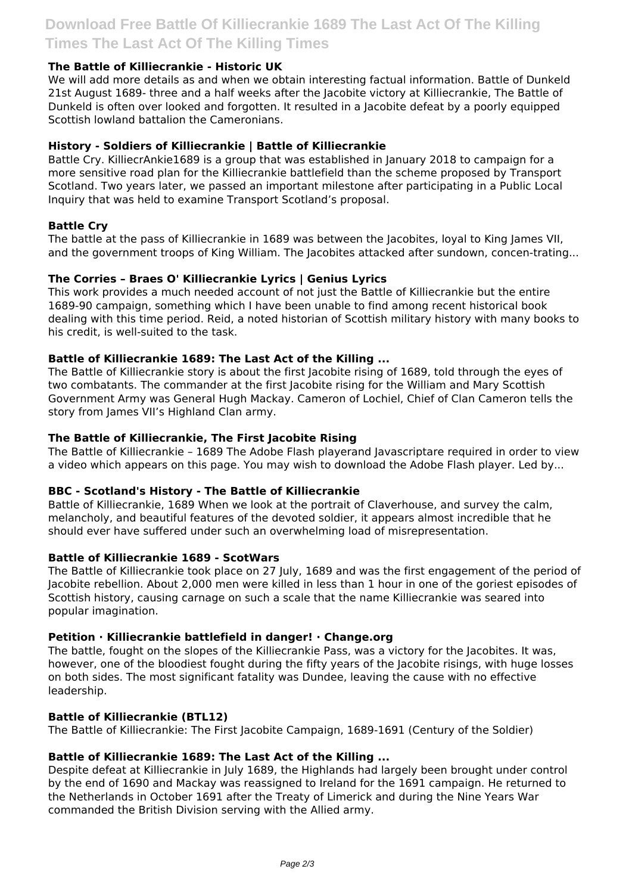### The Battle of Killiecrankie - Historic UK

We will add more details as and when we obtain interesting factual information. Battle of Dunkeld 21st August 1689- three and a half weeks after the Jacobite victory at Killiecrankie, The Battle of Dunkeld is often over looked and forgotten. It resulted in a Jacobite defeat by a poorly equipped Scottish lowland battalion the Cameronians.

### History - Soldiers of Killiecrankie | Battle of Killiecrankie

Battle Cry. KilliecrAnkie1689 is a group that was established in January 2018 to campaign for a more sensitive road plan for the Killiecrankie battlefield than the scheme proposed by Transport Scotland. Two years later, we passed an important milestone after participating in a Public Local Inquiry that was held to examine Transport Scotland's proposal.

### Battle Cry

The battle at the pass of Killiecrankie in 1689 was between the Jacobites, loyal to King James VII, and the government troops of King William. The Jacobites attacked after sundown, concen-trating...

### The Corries – Braes O' Killiecrankie Lyrics | Genius Lyrics

This work provides a much needed account of not just the Battle of Killiecrankie but the entire 1689-90 campaign, something which I have been unable to find among recent historical book dealing with this time period. Reid, a noted historian of Scottish military history with many books to his credit, is well-suited to the task.

### Battle of Killiecrankie 1689: The Last Act of the Killing ...

The Battle of Killiecrankie story is about the first Jacobite rising of 1689, told through the eyes of two combatants. The commander at the first Jacobite rising for the William and Mary Scottish Government Army was General Hugh Mackay. Cameron of Lochiel, Chief of Clan Cameron tells the story from James VII's Highland Clan army.

### The Battle of Killiecrankie, The First Jacobite Rising

The Battle of Killiecrankie – 1689 The Adobe Flash playerand Javascriptare required in order to view a video which appears on this page. You may wish to download the Adobe Flash player. Led by...

### BBC - Scotland's History - The Battle of Killiecrankie

Battle of Killiecrankie, 1689 When we look at the portrait of Claverhouse, and survey the calm, melancholy, and beautiful features of the devoted soldier, it appears almost incredible that he should ever have suffered under such an overwhelming load of misrepresentation.

### Battle of Killiecrankie 1689 - ScotWars

The Battle of Killiecrankie took place on 27 July, 1689 and was the first engagement of the period of Jacobite rebellion. About 2,000 men were killed in less than 1 hour in one of the goriest episodes of Scottish history, causing carnage on such a scale that the name Killiecrankie was seared into popular imagination.

### Petition · Killiecrankie battlefield in danger! · Change.org

The battle, fought on the slopes of the Killiecrankie Pass, was a victory for the Jacobites. It was, however, one of the bloodiest fought during the fifty years of the Jacobite risings, with huge losses on both sides. The most significant fatality was Dundee, leaving the cause with no effective leadership.

### Battle of Killiecrankie (BTL12)

The Battle of Killiecrankie: The First Jacobite Campaign, 1689-1691 (Century of the Soldier)

### Battle of Killiecrankie 1689: The Last Act of the Killing ...

Despite defeat at Killiecrankie in July 1689, the Highlands had largely been brought under control by the end of 1690 and Mackay was reassigned to Ireland for the 1691 campaign. He returned to the Netherlands in October 1691 after the Treaty of Limerick and during the Nine Years War commanded the British Division serving with the Allied army.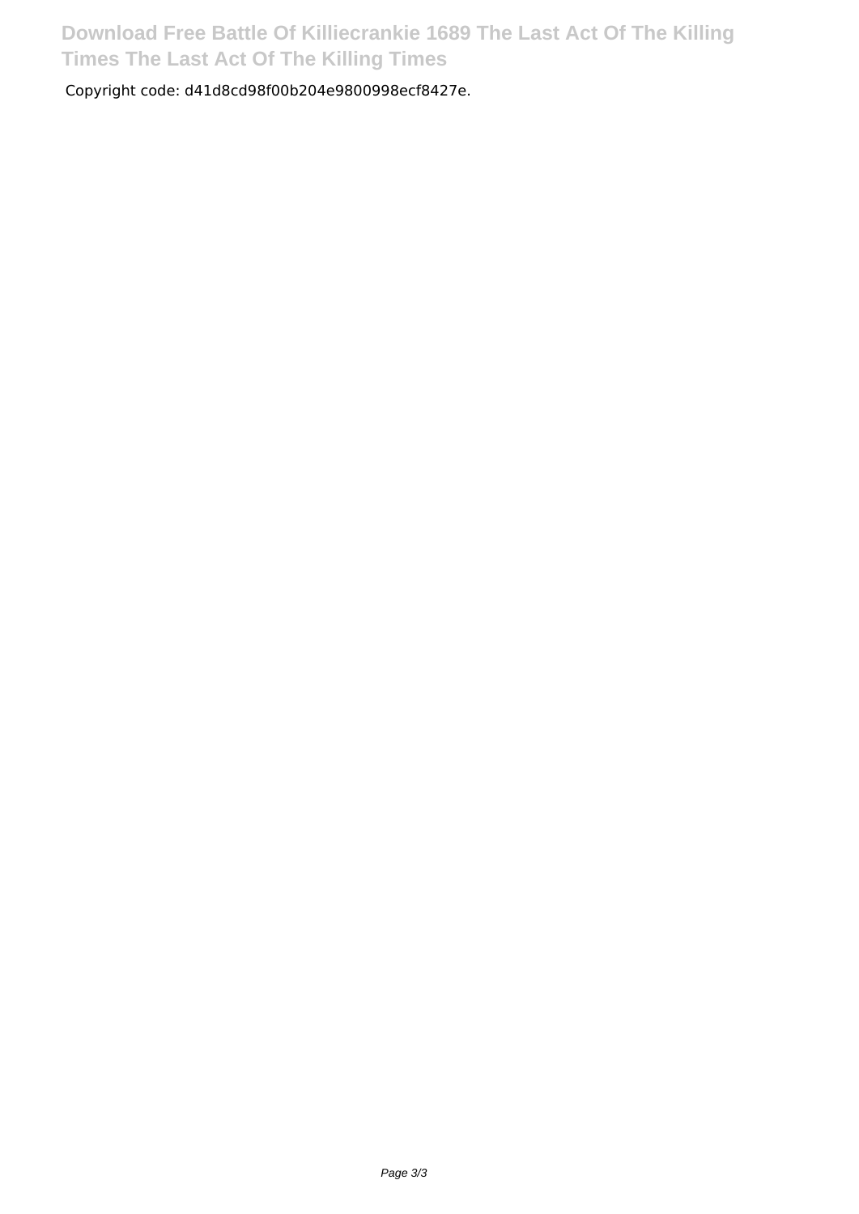Copyright code: d41d8cd98f00b204e9800998ecf8427e.